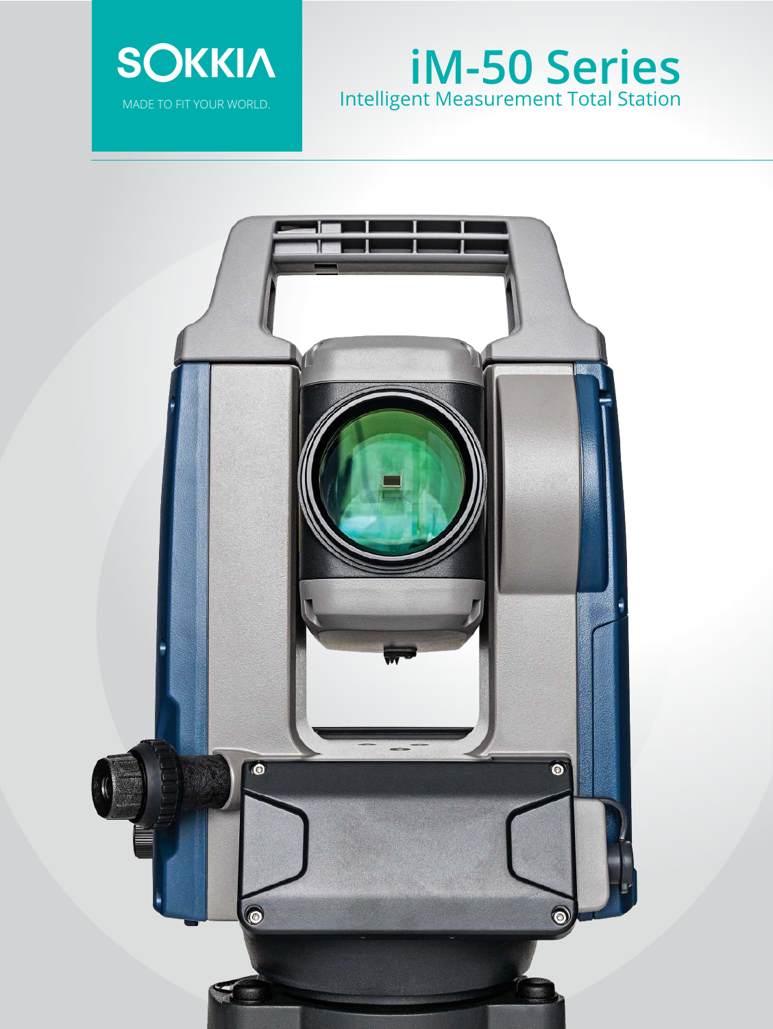SOKKIA

MADE TO FIT YOUR WORLD.

# iM-50 Series

## Intelligent Measurement Total Station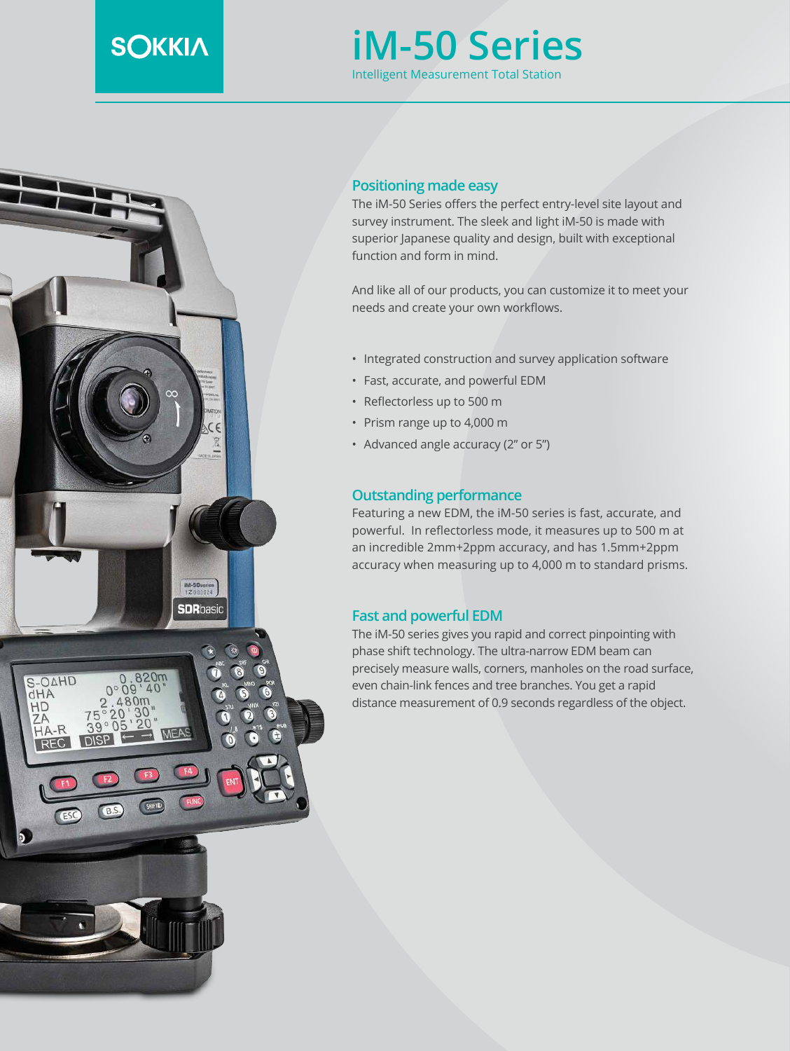SOKKIA

# iM-50 Series

Intelligent Measurement Total Station

## Positioning made easy

The iM-50 Series offers the perfect entry-level site layout and survey instrument. The sleek and light iM-50 is made with superior Japanese quality and design, built with exceptional function and form in mind.

And like all of our products, you can customize it to meet your needs and create your own workflows.

- Integrated construction and survey application software
- Fast, accurate, and powerful EDM
- Reflectorless up to 500 m
- Prism range up to 4,000 m
- Advanced angle accuracy (2" or 5")

## Outstanding performance

Featuring a new EDM, the iM-50 series is fast, accurate, and powerful. In reflectorless mode, it measures up to 500 m at an incredible 2mm+2ppm accuracy, and has 1.5mm+2ppm accuracy when measuring up to 4,000 m to standard prisms.

## Fast and powerful EDM

The iM-50 series gives you rapid and correct pinpointing with phase shift technology. The ultra-narrow EDM beam can precisely measure walls, corners, manholes on the road surface, even chain-link fences and tree branches. You get a rapid distance measurement of 0.9 seconds regardless of the object.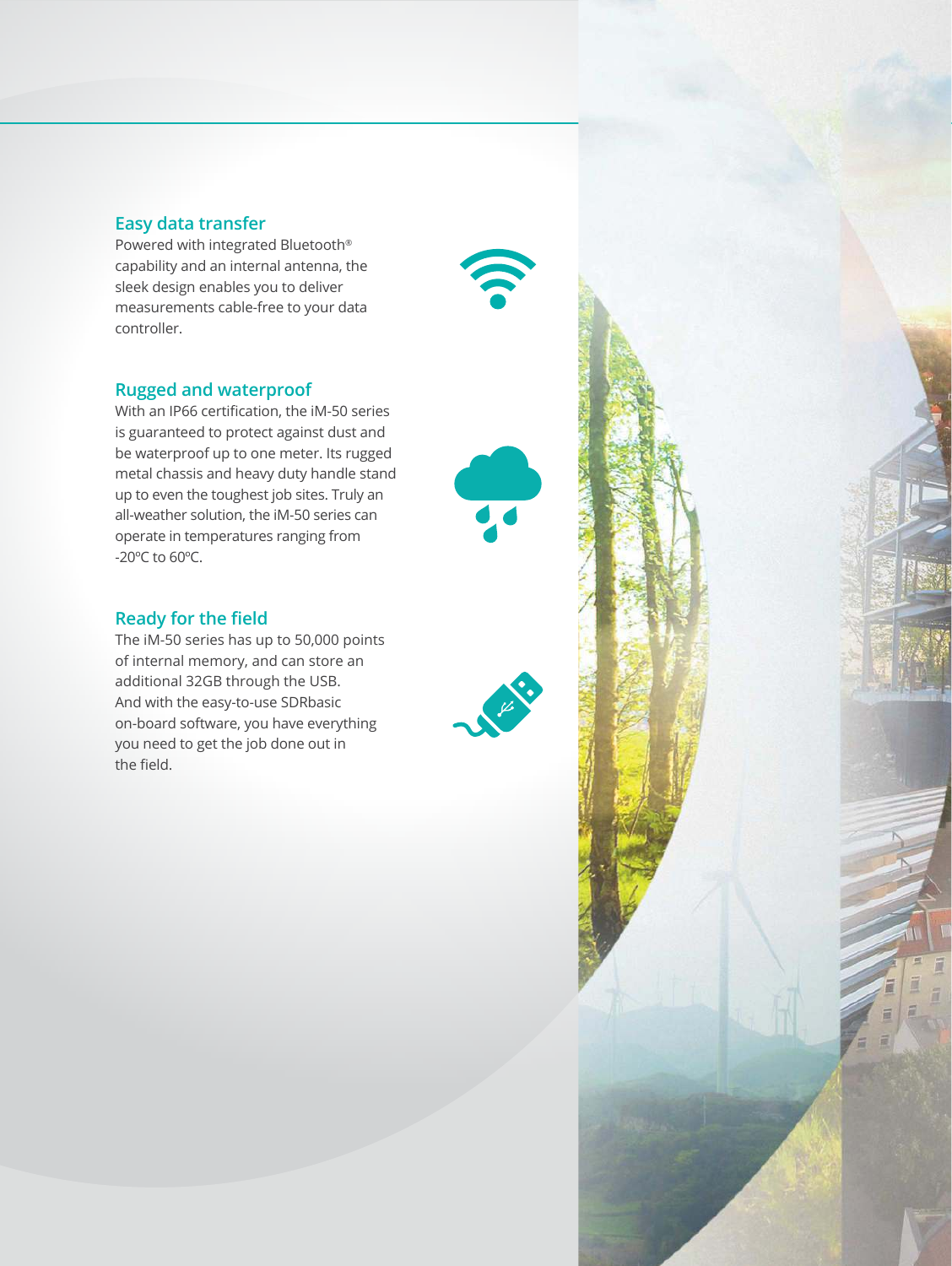## Easy data transfer

Powered with integrated Bluetooth® capability and an internal antenna, the sleek design enables you to deliver measurements cable-free to your data controller.

## Rugged and waterproof

With an IP66 certification, the iM-50 series is guaranteed to protect against dust and be waterproof up to one meter. Its rugged metal chassis and heavy duty handle stand up to even the toughest job sites. Truly an all-weather solution, the iM-50 series can operate in temperatures ranging from -20ºC to 60ºC.

## Ready for the field

The iM-50 series has up to 50,000 points of internal memory, and can store an additional 32GB through the USB. And with the easy-to-use SDRbasic on-board software, you have everything you need to get the job done out in the field.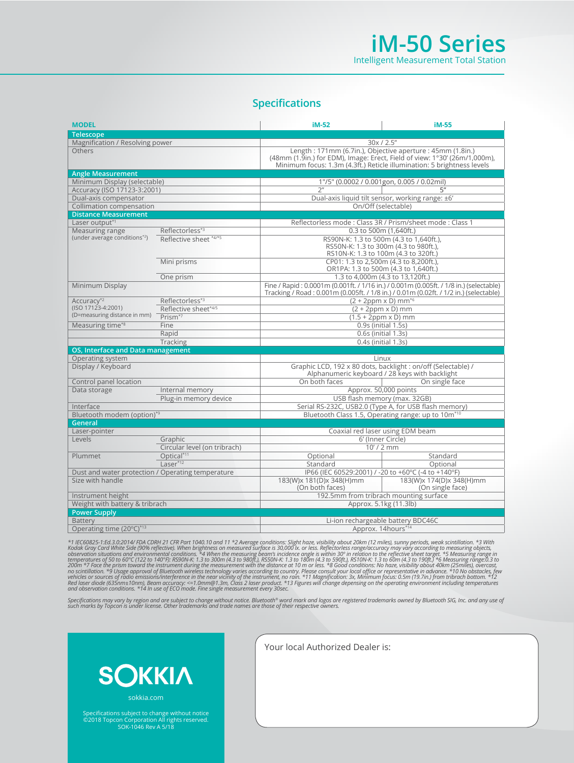# iM-50 Series

Intelligent Measurement Total Station

## Specifications

| MODEL | | iM-52 | iM-55 |
|---|---|---|---|
| **Telescope** | | | |
| Magnification / Resolving power | | 30x / 2.5" | |
| Others | | Length : 171mm (6.7in.), Objective aperture : 45mm (1.8in.) (48mm (1.9in.) for EDM), Image: Erect, Field of view: 1°30' (26m/1,000m), Minimum focus: 1.3m (4.3ft.) Reticle illumination: 5 brightness levels | |
| **Angle Measurement** | | | |
| Minimum Display (selectable) | | 1"/5" (0.0002 / 0.001gon, 0.005 / 0.02mil) | |
| Accuracy (ISO 17123-3:2001) | | 2" | 5" |
| Dual-axis compensator | | Dual-axis liquid tilt sensor, working range: ±6' | |
| Collimation compensation | | On/Off (selectable) | |
| **Distance Measurement** | | | |
| Laser output[*1] | | Reflectorless mode : Class 3R / Prism/sheet mode : Class 1 | |
| Measuring range (under average conditions[*2]) | Reflectorless[*3] | 0.3 to 500m (1,640ft.) | |
| | Reflective sheet[*4/*5] | RS90N-K: 1.3 to 500m (4.3 to 1,640ft.), RS50N-K: 1.3 to 300m (4.3 to 980ft.), RS10N-K: 1.3 to 100m (4.3 to 320ft.) | |
| | Mini prisms | CP01: 1.3 to 2,500m (4.3 to 8,200ft.), OR1PA: 1.3 to 500m (4.3 to 1,640ft.) | |
| | One prism | 1.3 to 4,000m (4.3 to 13,120ft.) | |
| Minimum Display | | Fine / Rapid : 0.0001m (0.001ft. / 1/16 in.) / 0.001m (0.005ft. / 1/8 in.) (selectable) Tracking / Road : 0.001m (0.005ft. / 1/8 in.) / 0.01m (0.02ft. / 1/2 in.) (selectable) | |
| Accuracy[*2] (ISO 17123-4:2001) (D=measuring distance in mm) | Reflectorless[*3] | (2 + 2ppm x D) mm[*6] | |
| | Reflective sheet[*4/5] | (2 + 2ppm x D) mm | |
| | Prism[*7] | (1.5 + 2ppm x D) mm | |
| Measuring time[*8] | Fine | 0.9s (initial 1.5s) | |
| | Rapid | 0.6s (initial 1.3s) | |
| | Tracking | 0.4s (initial 1.3s) | |
| **OS, Interface and Data management** | | | |
| Operating system | | Linux | |
| Display / Keyboard | | Graphic LCD, 192 x 80 dots, backlight : on/off (Selectable) / Alphanumeric keyboard / 28 keys with backlight | |
| Control panel location | | On both faces | On single face |
| Data storage | Internal memory | Approx. 50,000 points | |
| | Plug-in memory device | USB flash memory (max. 32GB) | |
| Interface | | Serial RS-232C, USB2.0 (Type A, for USB flash memory) | |
| Bluetooth modem (option)[*9] | | Bluetooth Class 1.5, Operating range: up to 10m[*10] | |
| **General** | | | |
| Laser-pointer | | Coaxial red laser using EDM beam | |
| Levels | Graphic | 6' (Inner Circle) | |
| | Circular level (on tribrach) | 10' / 2 mm | |
| Plummet | Optical[*11] | Optional | Standard |
| | Laser[*12] | Standard | Optional |
| Dust and water protection / Operating temperature | | IP66 (IEC 60529:2001) / -20 to +60°C (-4 to +140°F) | |
| Size with handle | | 183(W)x 181(D)x 348(H)mm (On both faces) | 183(W)x 174(D)x 348(H)mm (On single face) |
| Instrument height | | 192.5mm from tribrach mounting surface | |
| Weight with battery & tribrach | | Approx. 5.1kg (11.3lb) | |
| **Power Supply** | | | |
| Battery | | Li-ion rechargeable battery BDC46C | |
| Operating time (20°C)[*13] | | Approx. 14hours[*14] | |

*\*1 IEC60825-1:Ed.3.0:2014/ FDA CDRH 21 CFR Part 1040.10 and 11 \*2 Average conditions: Slight haze, visibility about 20km (12 miles), sunny periods, weak scintillation. \*3 With Kodak Gray Card White Side (90% reflective). When brightness on measured surface is 30,000 lx. or less. Reflectorless range/accuracy may vary according to measuring objects, observation situations and environmental conditions. \*4 When the measuring beam's incidence angle is within 30° in relation to the reflective sheet target. \*5 Measuring range in temperatures of 50 to 60°C (122 to 140°F): RS90N-K: 1.3 to 300m (4.3 to 980ft.), RS50N-K: 1.3 to 180m (4.3 to 590ft.), RS10N-K: 1.3 to 60m (4.3 to 190ft.) \*6 Measuring range:0.3 to 200m \*7 Face the prism toward the instrument during the measurement with the distance at 10 m or less. \*8 Good conditions: No haze, visibility about 40km (25miles), overcast, no scintillation. \*9 Usage approval of Bluetooth wireless technology varies according to country. Please consult your local office or representative in advance. \*10 No obstacles, few vehicles or sources of radio emissions/interference in the near vicinity of the instrument, no rain. \*11 Magnification: 3x, Minimum focus: 0.5m (19.7in.) from tribrach bottom. \*12 Red laser diode (635nm±10nm), Beam accuracy: <=1.0mm@1.3m, Class 2 laser product. \*13 Figures will change depending on the operating environment including temperatures and observation conditions. \*14 In use of ECO mode. Fine single measurement every 30sec.*

*Specifications may vary by region and are subject to change without notice. Bluetooth® word mark and logos are registered trademarks owned by Bluetooth SIG, Inc. and any use of such marks by Topcon is under license. Other trademarks and trade names are those of their respective owners.*

SOKKIA

sokkia.com

Specifications subject to change without notice
©2018 Topcon Corporation All rights reserved.
SOK-1046 Rev A 5/18

Your local Authorized Dealer is: